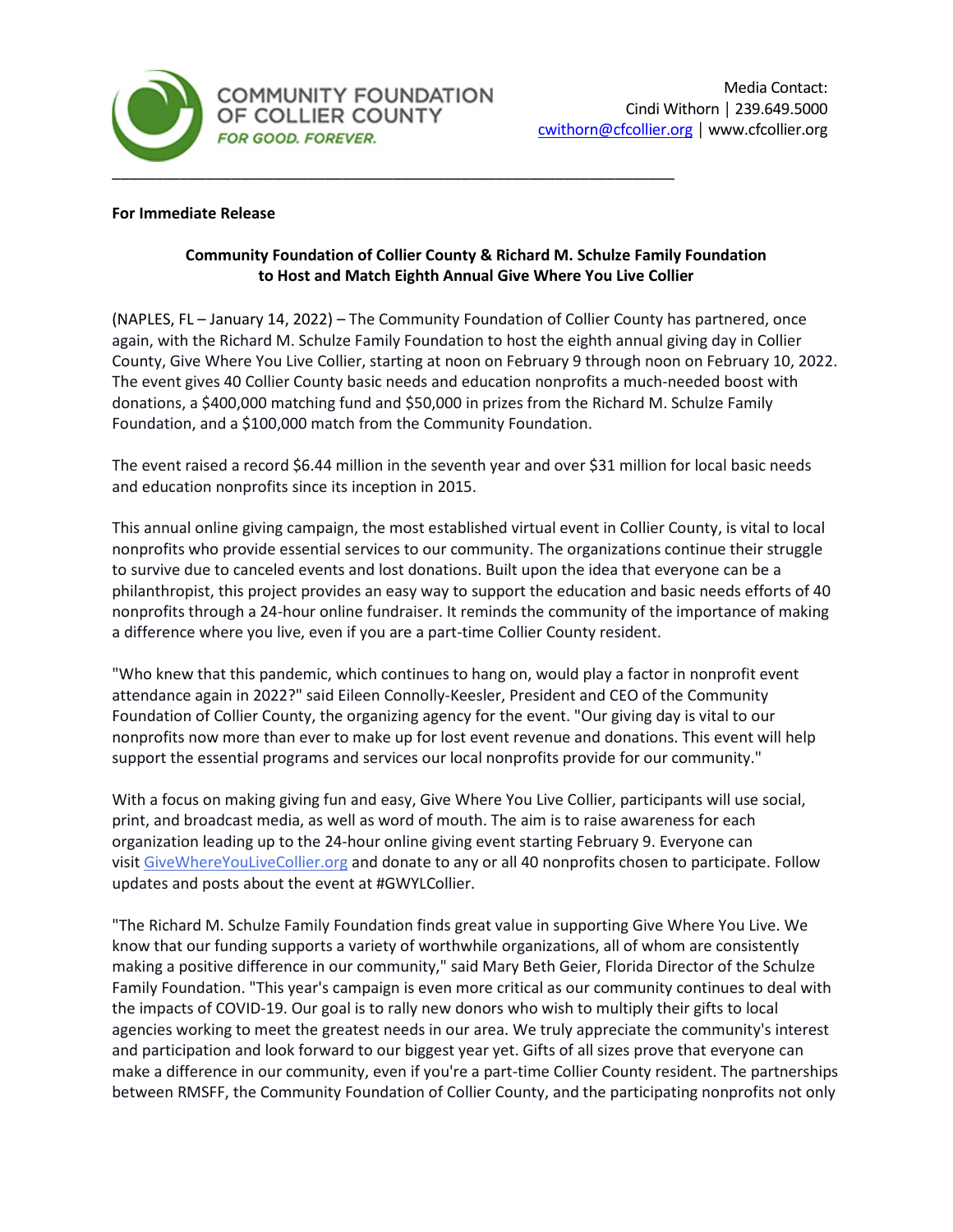COMMUNITY FOUNDATION OF COLLIER COUNTY
*FOR GOOD. FOREVER.*

Media Contact:
Cindi Withorn | 239.649.5000
cwithorn@cfcollier.org | www.cfcollier.org

**For Immediate Release**

**Community Foundation of Collier County & Richard M. Schulze Family Foundation to Host and Match Eighth Annual Give Where You Live Collier**

(NAPLES, FL – January 14, 2022) – The Community Foundation of Collier County has partnered, once again, with the Richard M. Schulze Family Foundation to host the eighth annual giving day in Collier County, Give Where You Live Collier, starting at noon on February 9 through noon on February 10, 2022. The event gives 40 Collier County basic needs and education nonprofits a much-needed boost with donations, a $400,000 matching fund and $50,000 in prizes from the Richard M. Schulze Family Foundation, and a $100,000 match from the Community Foundation.

The event raised a record $6.44 million in the seventh year and over $31 million for local basic needs and education nonprofits since its inception in 2015.

This annual online giving campaign, the most established virtual event in Collier County, is vital to local nonprofits who provide essential services to our community. The organizations continue their struggle to survive due to canceled events and lost donations. Built upon the idea that everyone can be a philanthropist, this project provides an easy way to support the education and basic needs efforts of 40 nonprofits through a 24-hour online fundraiser. It reminds the community of the importance of making a difference where you live, even if you are a part-time Collier County resident.

"Who knew that this pandemic, which continues to hang on, would play a factor in nonprofit event attendance again in 2022?" said Eileen Connolly-Keesler, President and CEO of the Community Foundation of Collier County, the organizing agency for the event. "Our giving day is vital to our nonprofits now more than ever to make up for lost event revenue and donations. This event will help support the essential programs and services our local nonprofits provide for our community."

With a focus on making giving fun and easy, Give Where You Live Collier, participants will use social, print, and broadcast media, as well as word of mouth. The aim is to raise awareness for each organization leading up to the 24-hour online giving event starting February 9. Everyone can visit GiveWhereYouLiveCollier.org and donate to any or all 40 nonprofits chosen to participate. Follow updates and posts about the event at #GWYLCollier.

"The Richard M. Schulze Family Foundation finds great value in supporting Give Where You Live. We know that our funding supports a variety of worthwhile organizations, all of whom are consistently making a positive difference in our community," said Mary Beth Geier, Florida Director of the Schulze Family Foundation. "This year's campaign is even more critical as our community continues to deal with the impacts of COVID-19. Our goal is to rally new donors who wish to multiply their gifts to local agencies working to meet the greatest needs in our area. We truly appreciate the community's interest and participation and look forward to our biggest year yet. Gifts of all sizes prove that everyone can make a difference in our community, even if you're a part-time Collier County resident. The partnerships between RMSFF, the Community Foundation of Collier County, and the participating nonprofits not only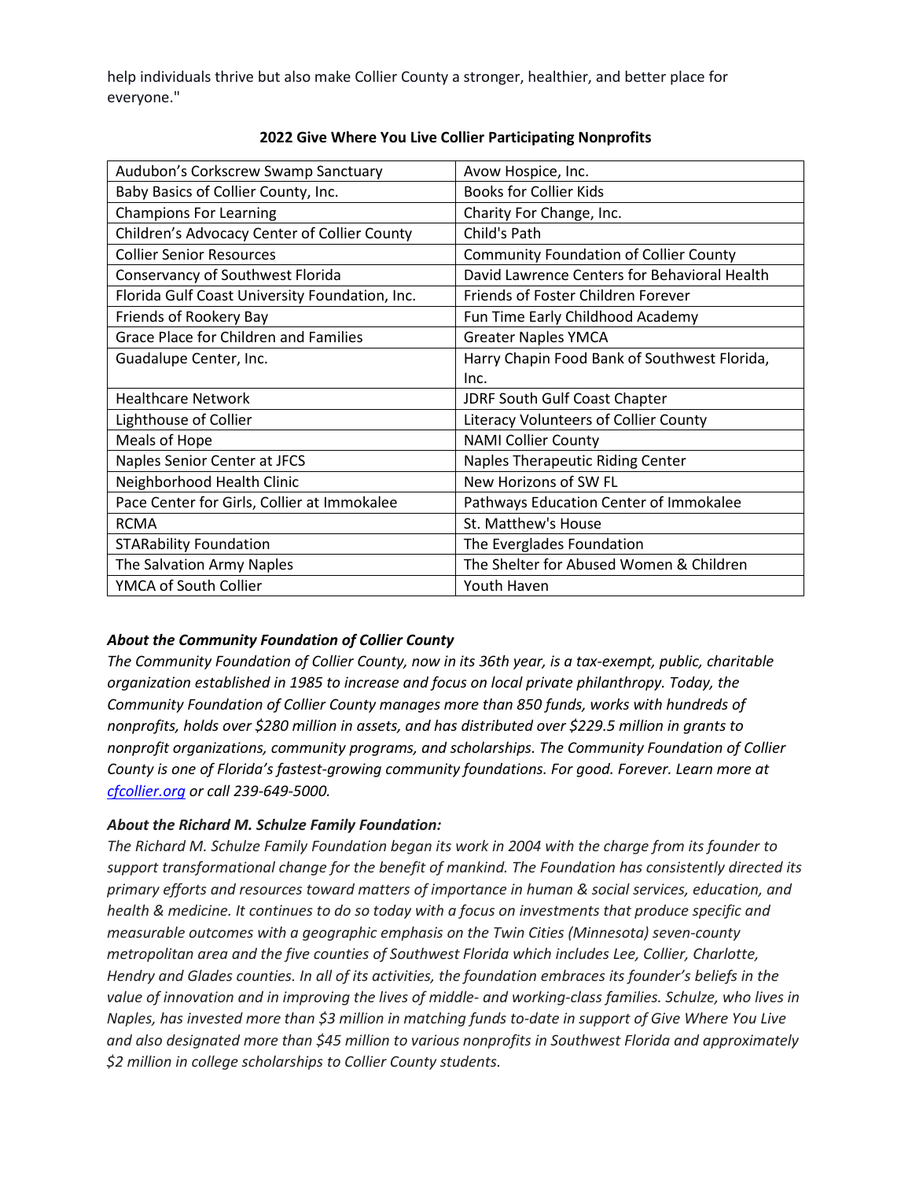help individuals thrive but also make Collier County a stronger, healthier, and better place for everyone."

**2022 Give Where You Live Collier Participating Nonprofits**

| | |
|---|---|
| Audubon's Corkscrew Swamp Sanctuary | Avow Hospice, Inc. |
| Baby Basics of Collier County, Inc. | Books for Collier Kids |
| Champions For Learning | Charity For Change, Inc. |
| Children's Advocacy Center of Collier County | Child's Path |
| Collier Senior Resources | Community Foundation of Collier County |
| Conservancy of Southwest Florida | David Lawrence Centers for Behavioral Health |
| Florida Gulf Coast University Foundation, Inc. | Friends of Foster Children Forever |
| Friends of Rookery Bay | Fun Time Early Childhood Academy |
| Grace Place for Children and Families | Greater Naples YMCA |
| Guadalupe Center, Inc. | Harry Chapin Food Bank of Southwest Florida, Inc. |
| Healthcare Network | JDRF South Gulf Coast Chapter |
| Lighthouse of Collier | Literacy Volunteers of Collier County |
| Meals of Hope | NAMI Collier County |
| Naples Senior Center at JFCS | Naples Therapeutic Riding Center |
| Neighborhood Health Clinic | New Horizons of SW FL |
| Pace Center for Girls, Collier at Immokalee | Pathways Education Center of Immokalee |
| RCMA | St. Matthew's House |
| STARability Foundation | The Everglades Foundation |
| The Salvation Army Naples | The Shelter for Abused Women & Children |
| YMCA of South Collier | Youth Haven |

***About the Community Foundation of Collier County***

*The Community Foundation of Collier County, now in its 36th year, is a tax-exempt, public, charitable organization established in 1985 to increase and focus on local private philanthropy. Today, the Community Foundation of Collier County manages more than 850 funds, works with hundreds of nonprofits, holds over $280 million in assets, and has distributed over $229.5 million in grants to nonprofit organizations, community programs, and scholarships. The Community Foundation of Collier County is one of Florida's fastest-growing community foundations. For good. Forever. Learn more at [cfcollier.org](cfcollier.org) or call 239-649-5000.*

***About the Richard M. Schulze Family Foundation:***

*The Richard M. Schulze Family Foundation began its work in 2004 with the charge from its founder to support transformational change for the benefit of mankind. The Foundation has consistently directed its primary efforts and resources toward matters of importance in human & social services, education, and health & medicine. It continues to do so today with a focus on investments that produce specific and measurable outcomes with a geographic emphasis on the Twin Cities (Minnesota) seven-county metropolitan area and the five counties of Southwest Florida which includes Lee, Collier, Charlotte, Hendry and Glades counties. In all of its activities, the foundation embraces its founder's beliefs in the value of innovation and in improving the lives of middle- and working-class families. Schulze, who lives in Naples, has invested more than $3 million in matching funds to-date in support of Give Where You Live and also designated more than $45 million to various nonprofits in Southwest Florida and approximately $2 million in college scholarships to Collier County students.*